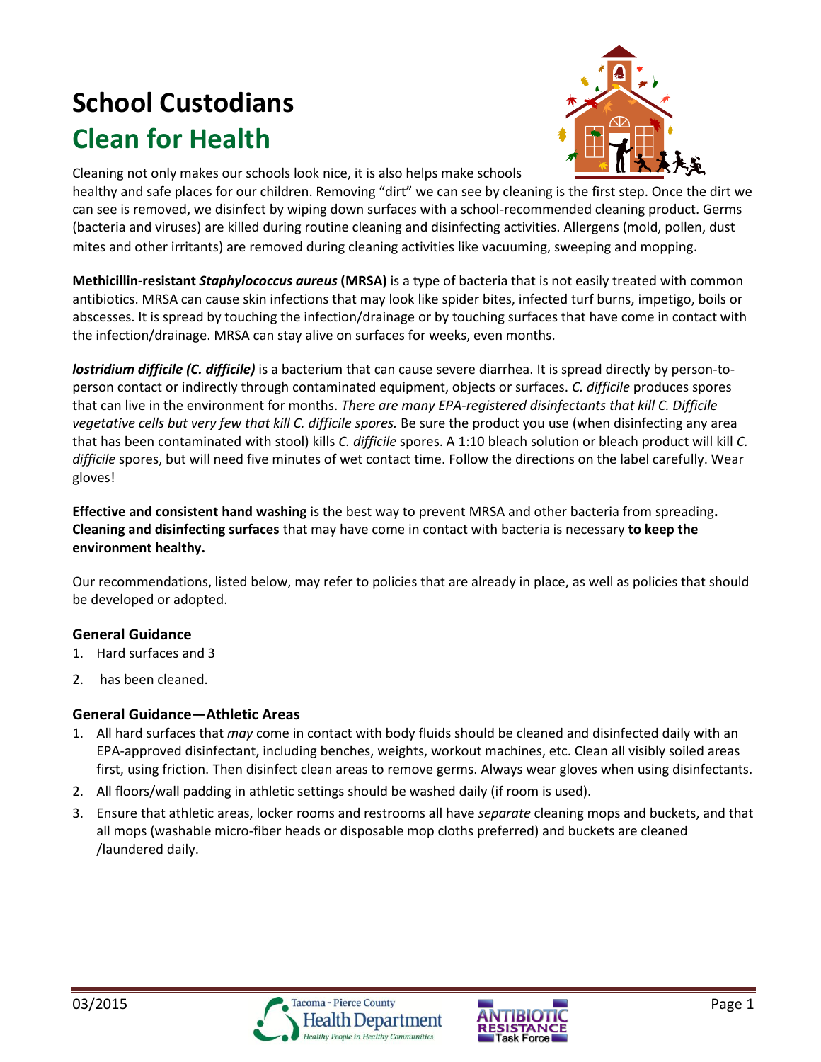# School Custodians
## Clean for Health

Cleaning not only makes our schools look nice, it is also helps make schools healthy and safe places for our children. Removing "dirt" we can see by cleaning is the first step. Once the dirt we can see is removed, we disinfect by wiping down surfaces with a school-recommended cleaning product. Germs (bacteria and viruses) are killed during routine cleaning and disinfecting activities. Allergens (mold, pollen, dust mites and other irritants) are removed during cleaning activities like vacuuming, sweeping and mopping.

**Methicillin-resistant *Staphylococcus aureus* (MRSA)** is a type of bacteria that is not easily treated with common antibiotics. MRSA can cause skin infections that may look like spider bites, infected turf burns, impetigo, boils or abscesses. It is spread by touching the infection/drainage or by touching surfaces that have come in contact with the infection/drainage. MRSA can stay alive on surfaces for weeks, even months.

***lostridium difficile (C. difficile)*** is a bacterium that can cause severe diarrhea. It is spread directly by person-to-person contact or indirectly through contaminated equipment, objects or surfaces. *C. difficile* produces spores that can live in the environment for months. *There are many EPA-registered disinfectants that kill C. Difficile vegetative cells but very few that kill C. difficile spores.* Be sure the product you use (when disinfecting any area that has been contaminated with stool) kills *C. difficile* spores. A 1:10 bleach solution or bleach product will kill *C. difficile* spores, but will need five minutes of wet contact time. Follow the directions on the label carefully. Wear gloves!

**Effective and consistent hand washing** is the best way to prevent MRSA and other bacteria from spreading**. Cleaning and disinfecting surfaces** that may have come in contact with bacteria is necessary **to keep the environment healthy.**

Our recommendations, listed below, may refer to policies that are already in place, as well as policies that should be developed or adopted.

### General Guidance

1. Hard surfaces and 3
2. has been cleaned.

### General Guidance—Athletic Areas

1. All hard surfaces that *may* come in contact with body fluids should be cleaned and disinfected daily with an EPA-approved disinfectant, including benches, weights, workout machines, etc. Clean all visibly soiled areas first, using friction. Then disinfect clean areas to remove germs. Always wear gloves when using disinfectants.
2. All floors/wall padding in athletic settings should be washed daily (if room is used).
3. Ensure that athletic areas, locker rooms and restrooms all have *separate* cleaning mops and buckets, and that all mops (washable micro-fiber heads or disposable mop cloths preferred) and buckets are cleaned /laundered daily.

03/2015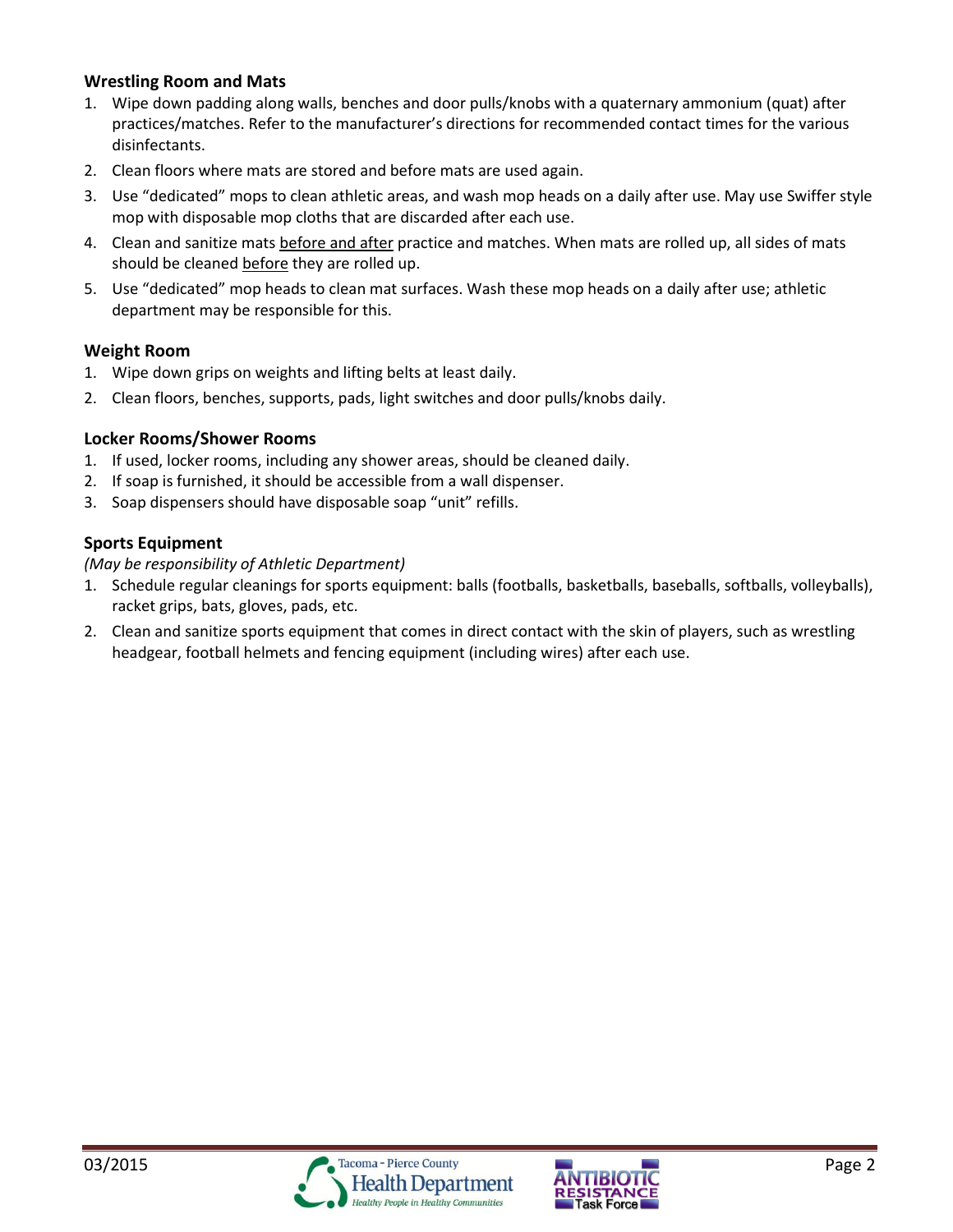### Wrestling Room and Mats

1. Wipe down padding along walls, benches and door pulls/knobs with a quaternary ammonium (quat) after practices/matches. Refer to the manufacturer's directions for recommended contact times for the various disinfectants.
2. Clean floors where mats are stored and before mats are used again.
3. Use "dedicated" mops to clean athletic areas, and wash mop heads on a daily after use. May use Swiffer style mop with disposable mop cloths that are discarded after each use.
4. Clean and sanitize mats <u>before and after</u> practice and matches. When mats are rolled up, all sides of mats should be cleaned <u>before</u> they are rolled up.
5. Use "dedicated" mop heads to clean mat surfaces. Wash these mop heads on a daily after use; athletic department may be responsible for this.

### Weight Room

1. Wipe down grips on weights and lifting belts at least daily.
2. Clean floors, benches, supports, pads, light switches and door pulls/knobs daily.

### Locker Rooms/Shower Rooms

1. If used, locker rooms, including any shower areas, should be cleaned daily.
2. If soap is furnished, it should be accessible from a wall dispenser.
3. Soap dispensers should have disposable soap "unit" refills.

### Sports Equipment

*(May be responsibility of Athletic Department)*

1. Schedule regular cleanings for sports equipment: balls (footballs, basketballs, baseballs, softballs, volleyballs), racket grips, bats, gloves, pads, etc.
2. Clean and sanitize sports equipment that comes in direct contact with the skin of players, such as wrestling headgear, football helmets and fencing equipment (including wires) after each use.